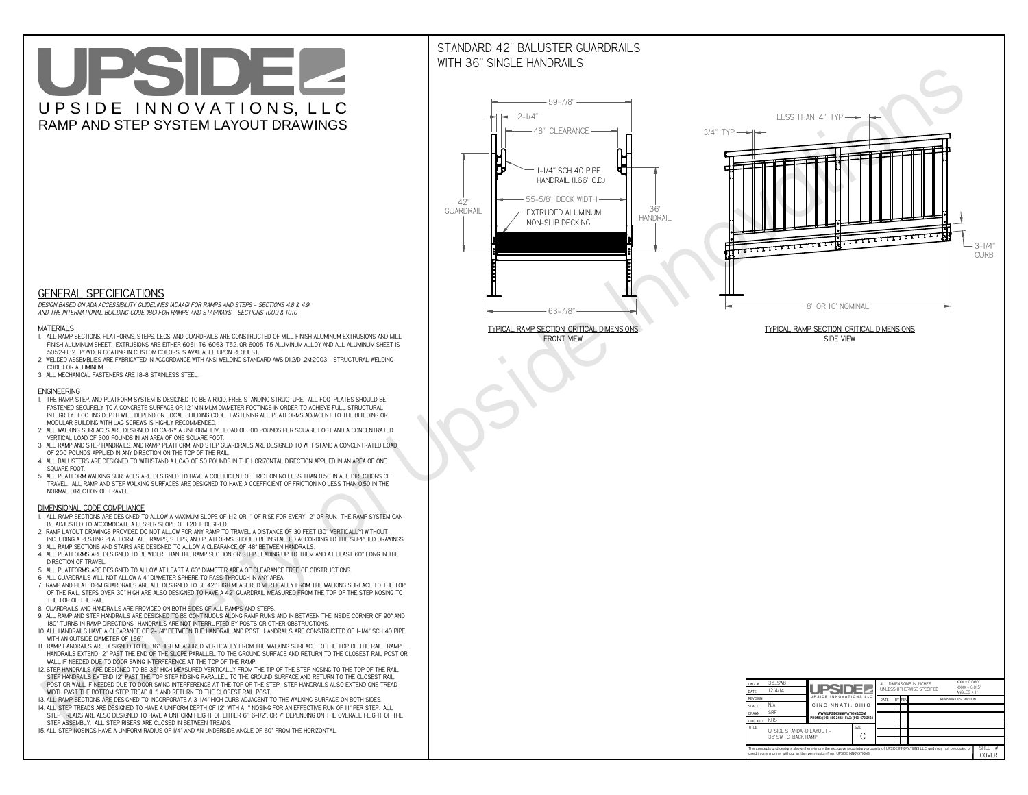# UPSIDE

UPSIDE INNOVATIONS, LLC

RAMP AND STEP SYSTEM LAYOUT DRAWINGS

## STANDARD 42" BALUSTER GUARDRAILS WITH 36" SINGLE HANDRAILS

59-7/8"
2-1/4"
48" CLEARANCE
1-1/4" SCH 40 PIPE HANDRAIL (1.66" O.D.)
42" GUARDRAIL
55-5/8" DECK WIDTH
EXTRUDED ALUMINUM NON-SLIP DECKING
36" HANDRAIL
63-7/8"

TYPICAL RAMP SECTION: CRITICAL DIMENSIONS
FRONT VIEW

LESS THAN 4" TYP
3/4" TYP
3-1/4" CURB
8' OR 10' NOMINAL

TYPICAL RAMP SECTION: CRITICAL DIMENSIONS
SIDE VIEW

## GENERAL SPECIFICATIONS

*DESIGN BASED ON ADA ACCESSIBILITY GUIDELINES (ADAAG) FOR RAMPS AND STEPS - SECTIONS 4.8 & 4.9 AND THE INTERNATIONAL BUILDING CODE (IBC) FOR RAMPS AND STAIRWAYS - SECTIONS 1009 & 1010*

### MATERIALS

1. ALL RAMP SECTIONS, PLATFORMS, STEPS, LEGS, AND GUARDRAILS ARE CONSTRUCTED OF MILL FINISH ALUMINUM EXTRUSIONS AND MILL FINISH ALUMINUM SHEET. EXTRUSIONS ARE EITHER 6061-T6, 6063-T52, OR 6005-T5 ALUMINUM ALLOY AND ALL ALUMINUM SHEET IS 5052-H32. POWDER COATING IN CUSTOM COLORS IS AVAILABLE UPON REQUEST.
2. WELDED ASSEMBLIES ARE FABRICATED IN ACCORDANCE WITH ANSI WELDING STANDARD AWS D1.2/D1.2M:2003 - STRUCTURAL WELDING CODE FOR ALUMINUM.
3. ALL MECHANICAL FASTENERS ARE 18-8 STAINLESS STEEL.

### ENGINEERING

1. THE RAMP, STEP, AND PLATFORM SYSTEM IS DESIGNED TO BE A RIGID, FREE STANDING STRUCTURE. ALL FOOTPLATES SHOULD BE FASTENED SECURELY TO A CONCRETE SURFACE OR 12" MINIMUM DIAMETER FOOTINGS IN ORDER TO ACHIEVE FULL STRUCTURAL INTEGRITY. FOOTING DEPTH WILL DEPEND ON LOCAL BUILDING CODE. FASTENING ALL PLATFORMS ADJACENT TO THE BUILDING OR MODULAR BUILDING WITH LAG SCREWS IS HIGHLY RECOMMENDED.
2. ALL WALKING SURFACES ARE DESIGNED TO CARRY A UNIFORM LIVE LOAD OF 100 POUNDS PER SQUARE FOOT AND A CONCENTRATED VERTICAL LOAD OF 300 POUNDS IN AN AREA OF ONE SQUARE FOOT.
3. ALL RAMP AND STEP HANDRAILS, AND RAMP, PLATFORM, AND STEP GUARDRAILS ARE DESIGNED TO WITHSTAND A CONCENTRATED LOAD OF 200 POUNDS APPLIED IN ANY DIRECTION ON THE TOP OF THE RAIL.
4. ALL BALUSTERS ARE DESIGNED TO WITHSTAND A LOAD OF 50 POUNDS IN THE HORIZONTAL DIRECTION APPLIED IN AN AREA OF ONE SQUARE FOOT.
5. ALL PLATFORM WALKING SURFACES ARE DESIGNED TO HAVE A COEFFICIENT OF FRICTION NO LESS THAN 0.50 IN ALL DIRECTIONS OF TRAVEL. ALL RAMP AND STEP WALKING SURFACES ARE DESIGNED TO HAVE A COEFFICIENT OF FRICTION NO LESS THAN 0.50 IN THE NORMAL DIRECTION OF TRAVEL.

### DIMENSIONAL CODE COMPLIANCE

1. ALL RAMP SECTIONS ARE DESIGNED TO ALLOW A MAXIMUM SLOPE OF 1:12 OR 1" OF RISE FOR EVERY 12" OF RUN. THE RAMP SYSTEM CAN BE ADJUSTED TO ACCOMODATE A LESSER SLOPE OF 1:20 IF DESIRED.
2. RAMP LAYOUT DRAWINGS PROVIDED DO NOT ALLOW FOR ANY RAMP TO TRAVEL A DISTANCE OF 30 FEET (30" VERTICALLY) WITHOUT INCLUDING A RESTING PLATFORM. ALL RAMPS, STEPS, AND PLATFORMS SHOULD BE INSTALLED ACCORDING TO THE SUPPLIED DRAWINGS.
3. ALL RAMP SECTIONS AND STAIRS ARE DESIGNED TO ALLOW A CLEARANCE OF 48" BETWEEN HANDRAILS.
4. ALL PLATFORMS ARE DESIGNED TO BE WIDER THAN THE RAMP SECTION OR STEP LEADING UP TO THEM AND AT LEAST 60" LONG IN THE DIRECTION OF TRAVEL.
5. ALL PLATFORMS ARE DESIGNED TO ALLOW AT LEAST A 60" DIAMETER AREA OF CLEARANCE FREE OF OBSTRUCTIONS.
6. ALL GUARDRAILS WILL NOT ALLOW A 4" DIAMETER SPHERE TO PASS THROUGH IN ANY AREA.
7. RAMP AND PLATFORM GUARDRAILS ARE ALL DESIGNED TO BE 42" HIGH MEASURED VERTICALLY FROM THE WALKING SURFACE TO THE TOP OF THE RAIL. STEPS OVER 30" HIGH ARE ALSO DESIGNED TO HAVE A 42" GUARDRAIL MEASURED FROM THE TOP OF THE STEP NOSING TO THE TOP OF THE RAIL.
8. GUARDRAILS AND HANDRAILS ARE PROVIDED ON BOTH SIDES OF ALL RAMPS AND STEPS.
9. ALL RAMP AND STEP HANDRAILS ARE DESIGNED TO BE CONTINUOUS ALONG RAMP RUNS AND IN BETWEEN THE INSIDE CORNER OF 90° AND 180° TURNS IN RAMP DIRECTIONS. HANDRAILS ARE NOT INTERRUPTED BY POSTS OR OTHER OBSTRUCTIONS.
10. ALL HANDRAILS HAVE A CLEARANCE OF 2-1/4" BETWEEN THE HANDRAIL AND POST. HANDRAILS ARE CONSTRUCTED OF 1-1/4" SCH 40 PIPE WITH AN OUTSIDE DIAMETER OF 1.66"
11. RAMP HANDRAILS ARE DESIGNED TO BE 36" HIGH MEASURED VERTICALLY FROM THE WALKING SURFACE TO THE TOP OF THE RAIL. RAMP HANDRAILS EXTEND 12" PAST THE END OF THE SLOPE PARALLEL TO THE GROUND SURFACE AND RETURN TO THE CLOSEST RAIL POST OR WALL IF NEEDED DUE TO DOOR SWING INTERFERENCE AT THE TOP OF THE RAMP.
12. STEP HANDRAILS ARE DESIGNED TO BE 36" HIGH MEASURED VERTICALLY FROM THE TIP OF THE STEP NOSING TO THE TOP OF THE RAIL. STEP HANDRAILS EXTEND 12" PAST THE TOP STEP NOSING PARALLEL TO THE GROUND SURFACE AND RETURN TO THE CLOSEST RAIL POST OR WALL IF NEEDED DUE TO DOOR SWING INTERFERENCE AT THE TOP OF THE STEP. STEP HANDRAILS ALSO EXTEND ONE TREAD WIDTH PAST THE BOTTOM STEP TREAD (11") AND RETURN TO THE CLOSEST RAIL POST.
13. ALL RAMP SECTIONS ARE DESIGNED TO INCORPORATE A 3-1/4" HIGH CURB ADJACENT TO THE WALKING SURFACE ON BOTH SIDES.
14. ALL STEP TREADS ARE DESIGNED TO HAVE A UNIFORM DEPTH OF 12" WITH A 1" NOSING FOR AN EFFECTIVE RUN OF 11" PER STEP. ALL STEP TREADS ARE ALSO DESIGNED TO HAVE A UNIFORM HEIGHT OF EITHER 6", 6-1/2", OR 7" DEPENDING ON THE OVERALL HEIGHT OF THE STEP ASSEMBLY. ALL STEP RISERS ARE CLOSED IN BETWEEN TREADS.
15. ALL STEP NOSINGS HAVE A UNIFORM RADIUS OF 1/4" AND AN UNDERSIDE ANGLE OF 60° FROM THE HORIZONTAL.

| | | | |
|---|---|---|---|
| DWG # | 36_SWB | UPSIDE INNOVATIONS LLC, CINCINNATI, OHIO, WWW.UPSIDEINNOVATIONS.COM, PHONE: (513) 889-2492 FAX: (513) 672-2124 | ALL DIMENSIONS IN INCHES UNLESS OTHERWISE SPECIFIED. XXX ± 0.060", XXXX ± 0.015", ANGLES ± 1° |
| DATE | 12/4/14 | | DATE / BY / REV / REVISION DESCRIPTION |
| REVISION | --- | | |
| SCALE | N/A | | |
| DRAWN | SRF | | |
| CHECKED | KRS | | |
| TITLE | UPSIDE STANDARD LAYOUT - 36' SWITCHBACK RAMP | SIZE: C | SHEET #: COVER |

The concepts and designs shown here-in are the exclusive proprietary property of UPSIDE INNOVATIONS LLC and may not be copied or used in any manner without written permission from UPSIDE INNOVATIONS.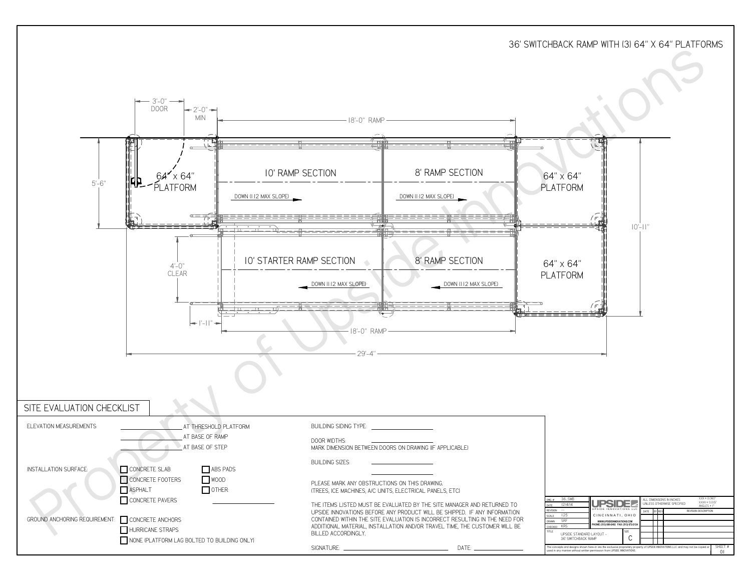# 36' SWITCHBACK RAMP WITH (3) 64" X 64" PLATFORMS

3'-0" DOOR

2'-0" MIN

18'-0" RAMP

5'-6"

64" x 64" PLATFORM

10' RAMP SECTION

DOWN (1:12 MAX SLOPE)

8' RAMP SECTION

DOWN (1:12 MAX SLOPE)

64" x 64" PLATFORM

10'-11"

4'-0" CLEAR

10' STARTER RAMP SECTION

DOWN (1:12 MAX SLOPE)

8' RAMP SECTION

DOWN (1:12 MAX SLOPE)

64" x 64" PLATFORM

1'-11"

18'-0" RAMP

29'-4"

Property of Upside Innovations

## SITE EVALUATION CHECKLIST

ELEVATION MEASUREMENTS: ____________ AT THRESHOLD PLATFORM
____________ AT BASE OF RAMP
____________ AT BASE OF STEP

INSTALLATION SURFACE:
- ☐ CONCRETE SLAB
- ☐ CONCRETE FOOTERS
- ☐ ASPHALT
- ☐ CONCRETE PAVERS
- ☐ ABS PADS
- ☐ WOOD
- ☐ OTHER ____________

GROUND ANCHORING REQUIREMENT:
- ☐ CONCRETE ANCHORS
- ☐ HURRICANE STRAPS
- ☐ NONE (PLATFORM LAG BOLTED TO BUILDING ONLY)

BUILDING SIDING TYPE: ____________

DOOR WIDTHS: ____________
MARK DIMENSION BETWEEN DOORS ON DRAWING (IF APPLICABLE)

BUILDING SIZES: ____________
____________

PLEASE MARK ANY OBSTRUCTIONS ON THIS DRAWING.
(TREES, ICE MACHINES, A/C UNITS, ELECTRICAL PANELS, ETC)

THE ITEMS LISTED MUST BE EVALUATED BY THE SITE MANAGER AND RETURNED TO UPSIDE INNOVATIONS BEFORE ANY PRODUCT WILL BE SHIPPED. IF ANY INFORMATION CONTAINED WITHIN THE SITE EVALUATION IS INCORRECT RESULTING IN THE NEED FOR ADDITIONAL MATERIAL, INSTALLATION AND/OR TRAVEL TIME, THE CUSTOMER WILL BE BILLED ACCORDINGLY.

SIGNATURE: ____________________ DATE: ____________

| | |
|---|---|
| DWG # | 36_SWB |
| DATE | 12/4/14 |
| REVISION | --- |
| SCALE | 1:25 |
| DRAWN | SRF |
| CHECKED | KRS |

UPSIDE INNOVATIONS LLC
CINCINNATI, OHIO
WWW.UPSIDEINNOVATIONS.COM
PHONE: (513) 889-2492 FAX: (513) 672-2124

ALL DIMENSIONS IN INCHES UNLESS OTHERWISE SPECIFIED
XXX ± 0.060"
X.XXX ± 0.015"
ANGLES ± 1°

| DATE | BY | REV | REVISION DESCRIPTION |
|---|---|---|---|

TITLE: UPSIDE STANDARD LAYOUT - 36' SWITCHBACK RAMP

SIZE: C

The concepts and designs shown here-in are the exclusive proprietary property of UPSIDE INNOVATIONS LLC and may not be copied or used in any manner without written permission from UPSIDE INNOVATIONS.

SHEET # 01